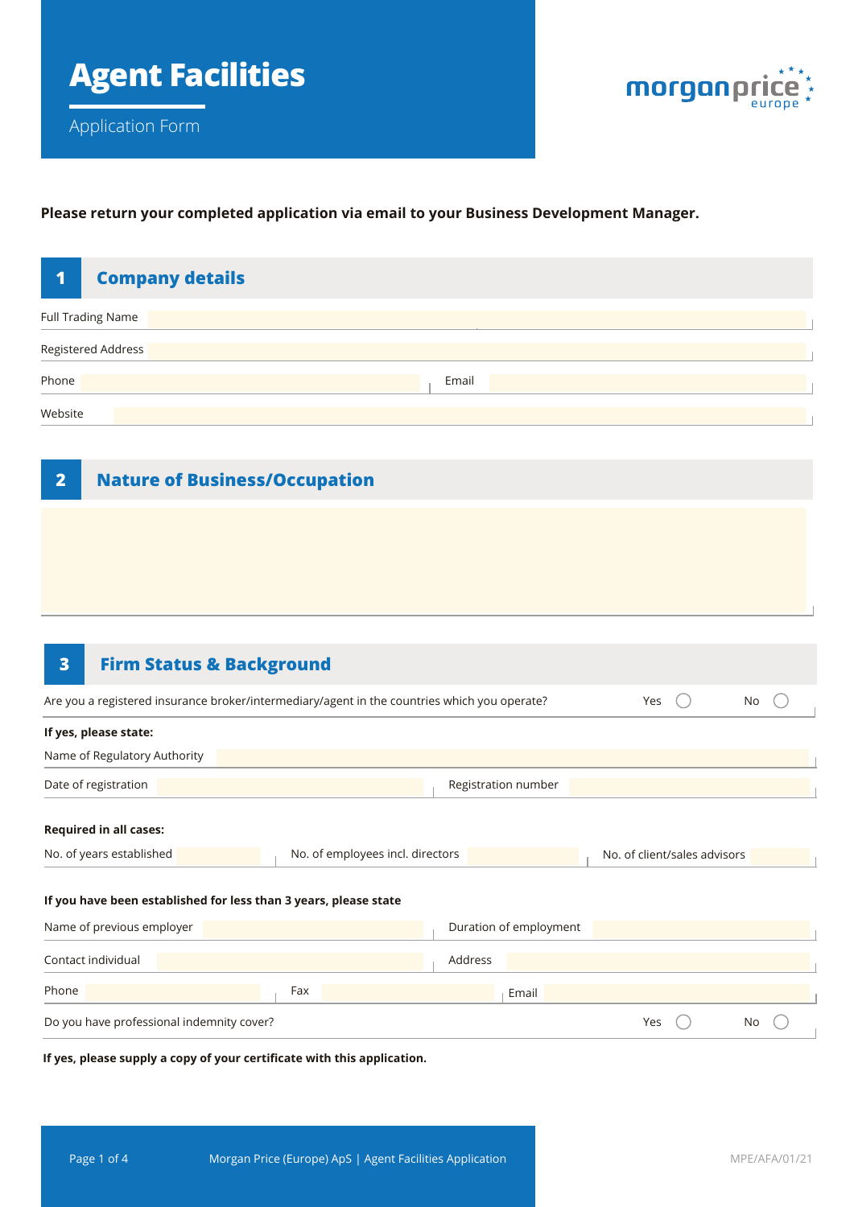# Agent Facilities

Application Form

morganprice europe

**Please return your completed application via email to your Business Development Manager.**

## 1 Company details

Full Trading Name

Registered Address

Phone | Email

Website

## 2 Nature of Business/Occupation

## 3 Firm Status & Background

Are you a registered insurance broker/intermediary/agent in the countries which you operate? Yes ◯ No ◯

**If yes, please state:**

Name of Regulatory Authority

Date of registration | Registration number

**Required in all cases:**

No. of years established | No. of employees incl. directors | No. of client/sales advisors

**If you have been established for less than 3 years, please state**

Name of previous employer | Duration of employment

Contact individual | Address

Phone | Fax | Email

Do you have professional indemnity cover? Yes ◯ No ◯

**If yes, please supply a copy of your certificate with this application.**

Morgan Price (Europe) ApS | Agent Facilities Application

MPE/AFA/01/21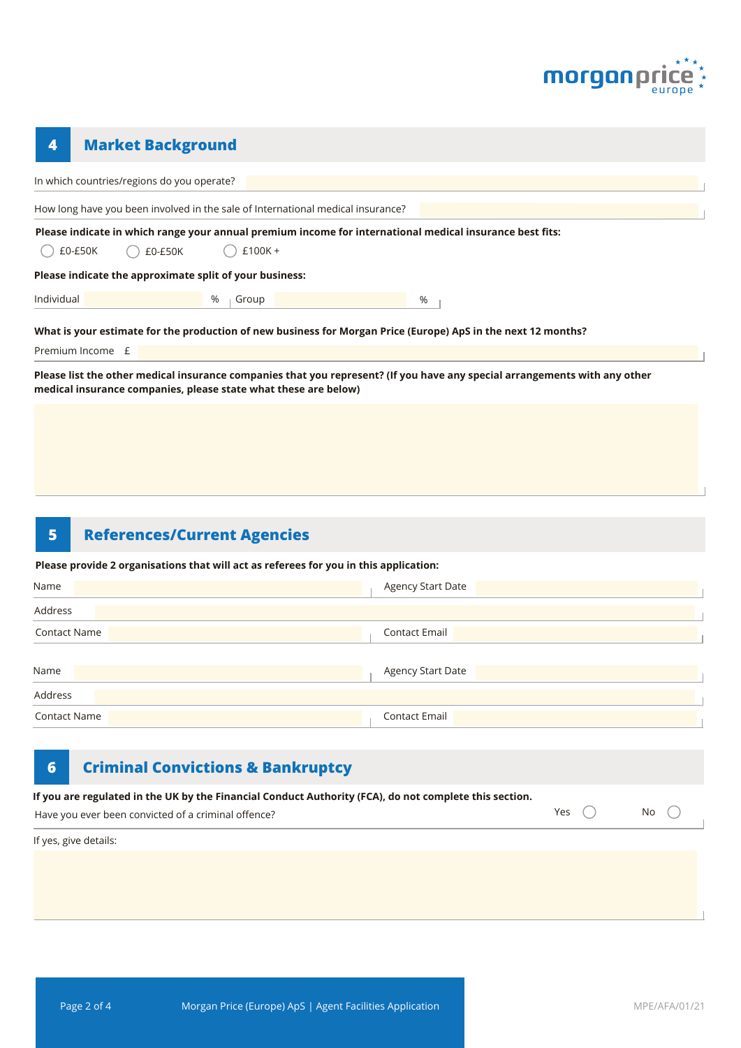## 4 Market Background

In which countries/regions do you operate?

How long have you been involved in the sale of International medical insurance?

**Please indicate in which range your annual premium income for international medical insurance best fits:**

- ◯ £0-£50K
- ◯ £0-£50K
- ◯ £100K +

**Please indicate the approximate split of your business:**

Individual % Group %

**What is your estimate for the production of new business for Morgan Price (Europe) ApS in the next 12 months?**

Premium Income £

**Please list the other medical insurance companies that you represent? (If you have any special arrangements with any other medical insurance companies, please state what these are below)**

## 5 References/Current Agencies

**Please provide 2 organisations that will act as referees for you in this application:**

Name | Agency Start Date

Address

Contact Name | Contact Email

Name | Agency Start Date

Address

Contact Name | Contact Email

## 6 Criminal Convictions & Bankruptcy

**If you are regulated in the UK by the Financial Conduct Authority (FCA), do not complete this section.**

Have you ever been convicted of a criminal offence? Yes ◯ No ◯

If yes, give details:

MPE/AFA/01/21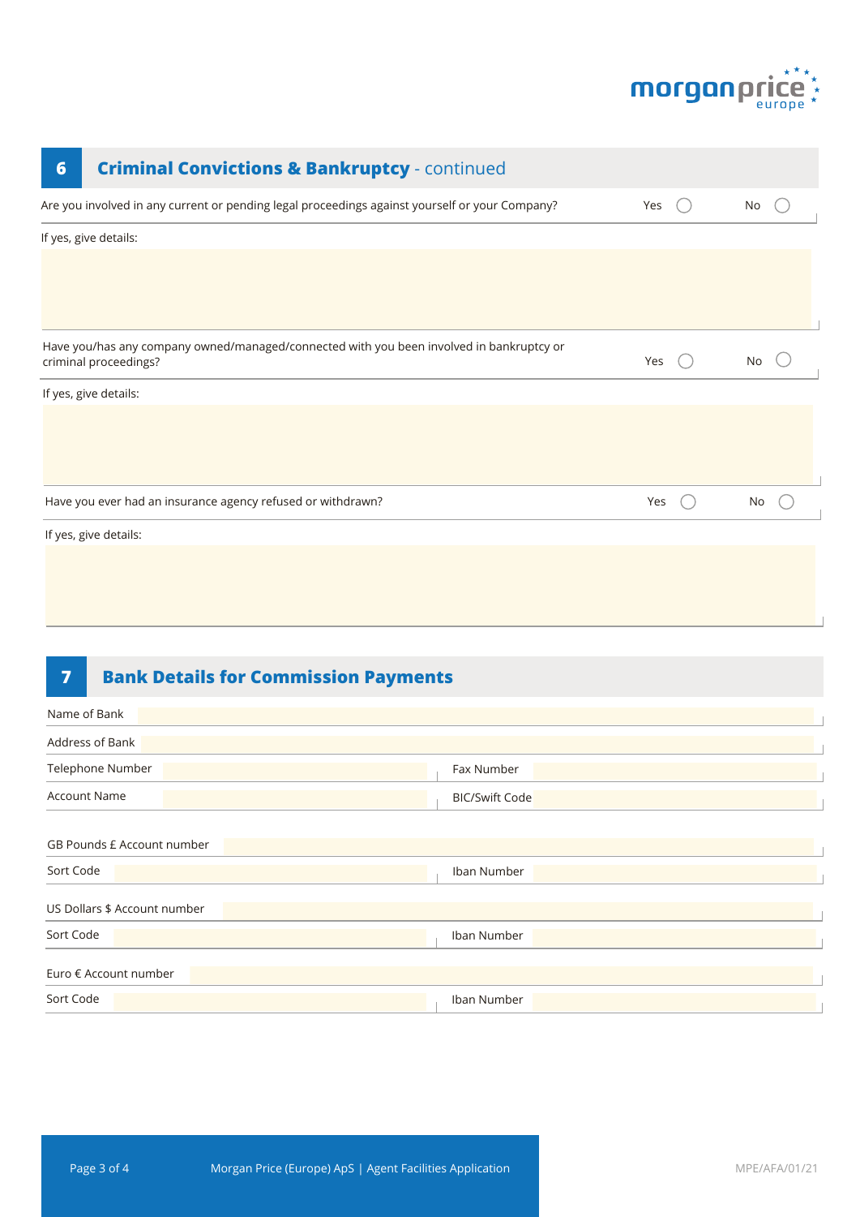## 6 Criminal Convictions & Bankruptcy - continued

Are you involved in any current or pending legal proceedings against yourself or your Company? Yes ◯ No ◯

If yes, give details:

Have you/has any company owned/managed/connected with you been involved in bankruptcy or criminal proceedings? Yes ◯ No ◯

If yes, give details:

Have you ever had an insurance agency refused or withdrawn? Yes ◯ No ◯

If yes, give details:

## 7 Bank Details for Commission Payments

Name of Bank

Address of Bank

| Telephone Number | | Fax Number | |
|---|---|---|---|
| Account Name | | BIC/Swift Code | |

GB Pounds £ Account number

| Sort Code | | Iban Number | |
|---|---|---|---|

US Dollars $ Account number

| Sort Code | | Iban Number | |
|---|---|---|---|

Euro € Account number

| Sort Code | | Iban Number | |
|---|---|---|---|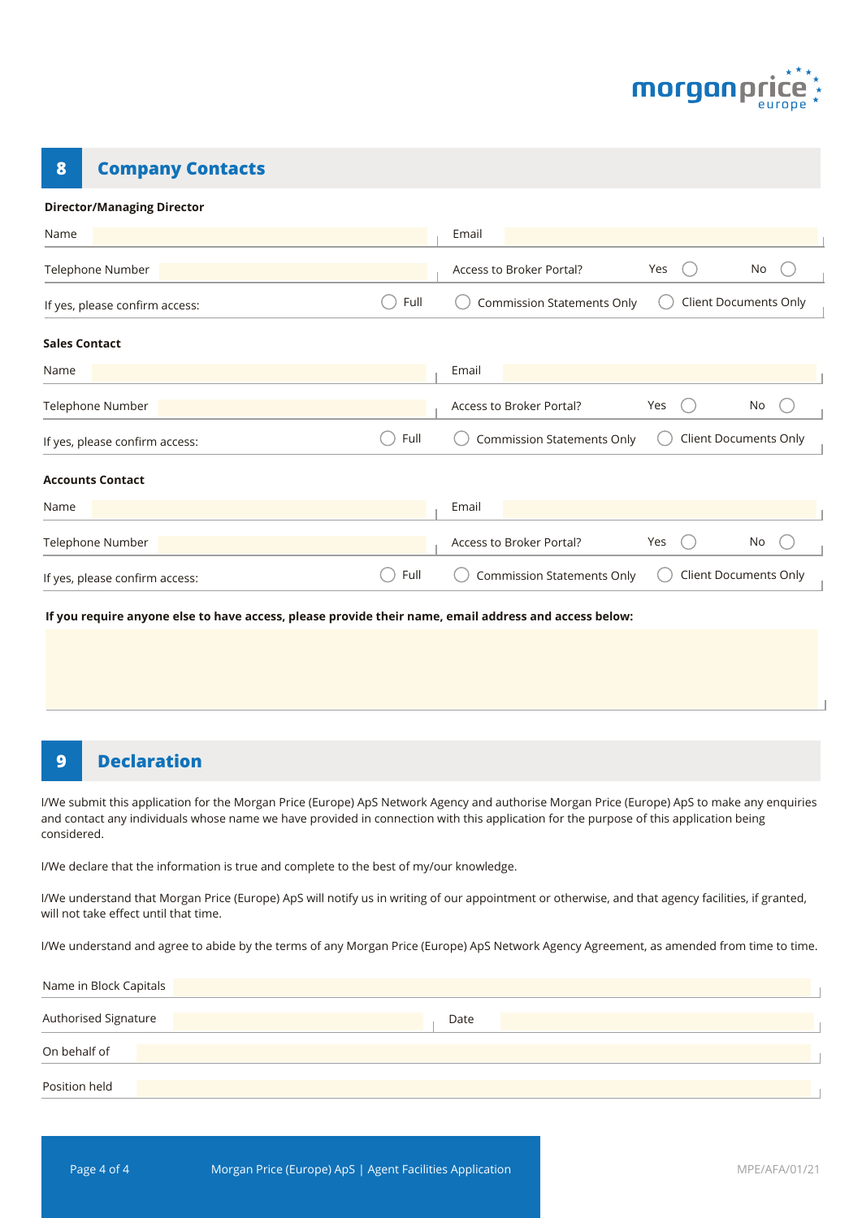## 8 Company Contacts

**Director/Managing Director**

| | | | |
|---|---|---|---|
| Name | | Email | |
| Telephone Number | | Access to Broker Portal? | Yes ◯ No ◯ |
| If yes, please confirm access: | ◯ Full | ◯ Commission Statements Only | ◯ Client Documents Only |

**Sales Contact**

| | | | |
|---|---|---|---|
| Name | | Email | |
| Telephone Number | | Access to Broker Portal? | Yes ◯ No ◯ |
| If yes, please confirm access: | ◯ Full | ◯ Commission Statements Only | ◯ Client Documents Only |

**Accounts Contact**

| | | | |
|---|---|---|---|
| Name | | Email | |
| Telephone Number | | Access to Broker Portal? | Yes ◯ No ◯ |
| If yes, please confirm access: | ◯ Full | ◯ Commission Statements Only | ◯ Client Documents Only |

**If you require anyone else to have access, please provide their name, email address and access below:**

## 9 Declaration

I/We submit this application for the Morgan Price (Europe) ApS Network Agency and authorise Morgan Price (Europe) ApS to make any enquiries and contact any individuals whose name we have provided in connection with this application for the purpose of this application being considered.

I/We declare that the information is true and complete to the best of my/our knowledge.

I/We understand that Morgan Price (Europe) ApS will notify us in writing of our appointment or otherwise, and that agency facilities, if granted, will not take effect until that time.

I/We understand and agree to abide by the terms of any Morgan Price (Europe) ApS Network Agency Agreement, as amended from time to time.

| | | | |
|---|---|---|---|
| Name in Block Capitals | | | |
| Authorised Signature | | Date | |
| On behalf of | | | |
| Position held | | | |